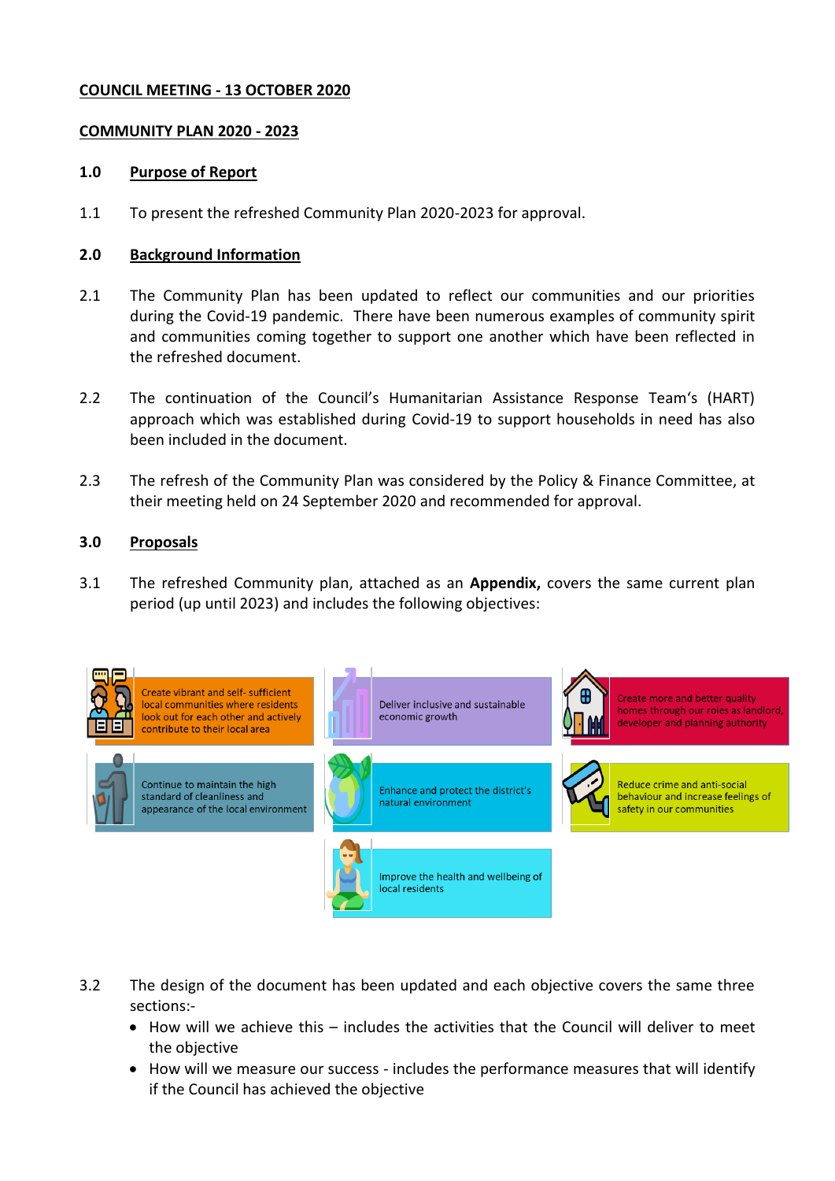**COUNCIL MEETING - 13 OCTOBER 2020**

**COMMUNITY PLAN 2020 - 2023**

## 1.0 Purpose of Report

1.1 To present the refreshed Community Plan 2020-2023 for approval.

## 2.0 Background Information

2.1 The Community Plan has been updated to reflect our communities and our priorities during the Covid-19 pandemic. There have been numerous examples of community spirit and communities coming together to support one another which have been reflected in the refreshed document.

2.2 The continuation of the Council's Humanitarian Assistance Response Team's (HART) approach which was established during Covid-19 to support households in need has also been included in the document.

2.3 The refresh of the Community Plan was considered by the Policy & Finance Committee, at their meeting held on 24 September 2020 and recommended for approval.

## 3.0 Proposals

3.1 The refreshed Community plan, attached as an **Appendix,** covers the same current plan period (up until 2023) and includes the following objectives:

- Create vibrant and self- sufficient local communities where residents look out for each other and actively contribute to their local area
- Deliver inclusive and sustainable economic growth
- Create more and better quality homes through our roles as landlord, developer and planning authority
- Continue to maintain the high standard of cleanliness and appearance of the local environment
- Enhance and protect the district's natural environment
- Reduce crime and anti-social behaviour and increase feelings of safety in our communities
- Improve the health and wellbeing of local residents

3.2 The design of the document has been updated and each objective covers the same three sections:-

- How will we achieve this – includes the activities that the Council will deliver to meet the objective
- How will we measure our success - includes the performance measures that will identify if the Council has achieved the objective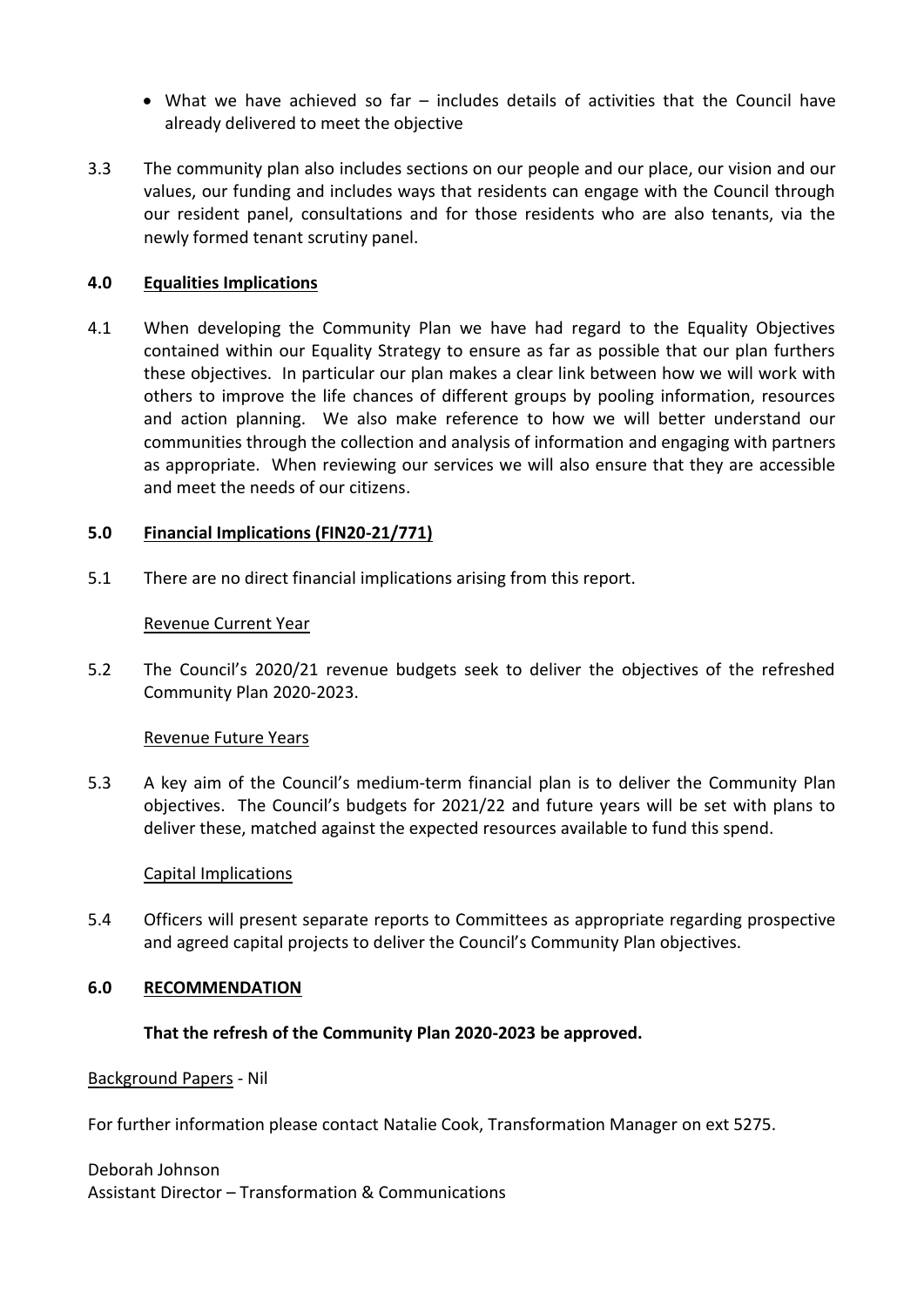- What we have achieved so far – includes details of activities that the Council have already delivered to meet the objective

3.3 The community plan also includes sections on our people and our place, our vision and our values, our funding and includes ways that residents can engage with the Council through our resident panel, consultations and for those residents who are also tenants, via the newly formed tenant scrutiny panel.

## 4.0 Equalities Implications

4.1 When developing the Community Plan we have had regard to the Equality Objectives contained within our Equality Strategy to ensure as far as possible that our plan furthers these objectives. In particular our plan makes a clear link between how we will work with others to improve the life chances of different groups by pooling information, resources and action planning. We also make reference to how we will better understand our communities through the collection and analysis of information and engaging with partners as appropriate. When reviewing our services we will also ensure that they are accessible and meet the needs of our citizens.

## 5.0 Financial Implications (FIN20-21/771)

5.1 There are no direct financial implications arising from this report.

Revenue Current Year

5.2 The Council's 2020/21 revenue budgets seek to deliver the objectives of the refreshed Community Plan 2020-2023.

Revenue Future Years

5.3 A key aim of the Council's medium-term financial plan is to deliver the Community Plan objectives. The Council's budgets for 2021/22 and future years will be set with plans to deliver these, matched against the expected resources available to fund this spend.

Capital Implications

5.4 Officers will present separate reports to Committees as appropriate regarding prospective and agreed capital projects to deliver the Council's Community Plan objectives.

## 6.0 RECOMMENDATION

**That the refresh of the Community Plan 2020-2023 be approved.**

Background Papers - Nil

For further information please contact Natalie Cook, Transformation Manager on ext 5275.

Deborah Johnson
Assistant Director – Transformation & Communications